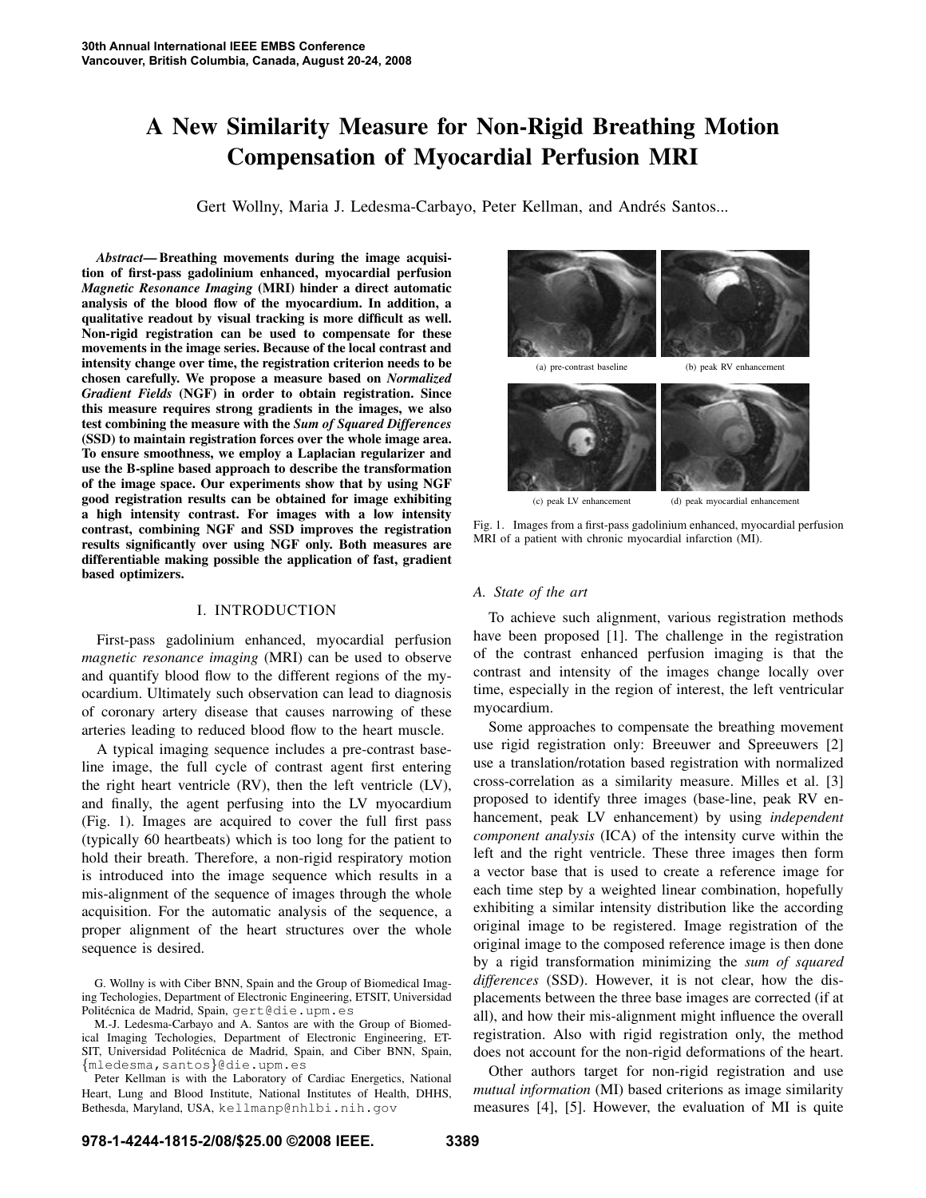# A New Similarity Measure for Non-Rigid Breathing Motion Compensation of Myocardial Perfusion MRI

Gert Wollny, Maria J. Ledesma-Carbayo, Peter Kellman, and Andrés Santos...

***Abstract*— Breathing movements during the image acquisition of first-pass gadolinium enhanced, myocardial perfusion *Magnetic Resonance Imaging* (MRI) hinder a direct automatic analysis of the blood flow of the myocardium. In addition, a qualitative readout by visual tracking is more difficult as well. Non-rigid registration can be used to compensate for these movements in the image series. Because of the local contrast and intensity change over time, the registration criterion needs to be chosen carefully. We propose a measure based on *Normalized Gradient Fields* (NGF) in order to obtain registration. Since this measure requires strong gradients in the images, we also test combining the measure with the *Sum of Squared Differences* (SSD) to maintain registration forces over the whole image area. To ensure smoothness, we employ a Laplacian regularizer and use the B-spline based approach to describe the transformation of the image space. Our experiments show that by using NGF good registration results can be obtained for image exhibiting a high intensity contrast. For images with a low intensity contrast, combining NGF and SSD improves the registration results significantly over using NGF only. Both measures are differentiable making possible the application of fast, gradient based optimizers.**

## I. INTRODUCTION

First-pass gadolinium enhanced, myocardial perfusion *magnetic resonance imaging* (MRI) can be used to observe and quantify blood flow to the different regions of the myocardium. Ultimately such observation can lead to diagnosis of coronary artery disease that causes narrowing of these arteries leading to reduced blood flow to the heart muscle.

A typical imaging sequence includes a pre-contrast baseline image, the full cycle of contrast agent first entering the right heart ventricle (RV), then the left ventricle (LV), and finally, the agent perfusing into the LV myocardium (Fig. 1). Images are acquired to cover the full first pass (typically 60 heartbeats) which is too long for the patient to hold their breath. Therefore, a non-rigid respiratory motion is introduced into the image sequence which results in a mis-alignment of the sequence of images through the whole acquisition. For the automatic analysis of the sequence, a proper alignment of the heart structures over the whole sequence is desired.

G. Wollny is with Ciber BNN, Spain and the Group of Biomedical Imaging Techologies, Department of Electronic Engineering, ETSIT, Universidad Politécnica de Madrid, Spain, gert@die.upm.es

M.-J. Ledesma-Carbayo and A. Santos are with the Group of Biomedical Imaging Techologies, Department of Electronic Engineering, ETSIT, Universidad Politécnica de Madrid, Spain, and Ciber BNN, Spain, {mledesma,santos}@die.upm.es

Peter Kellman is with the Laboratory of Cardiac Energetics, National Heart, Lung and Blood Institute, National Institutes of Health, DHHS, Bethesda, Maryland, USA, kellmanp@nhlbi.nih.gov

(a) pre-contrast baseline (b) peak RV enhancement

(c) peak LV enhancement (d) peak myocardial enhancement

Fig. 1. Images from a first-pass gadolinium enhanced, myocardial perfusion MRI of a patient with chronic myocardial infarction (MI).

### A. State of the art

To achieve such alignment, various registration methods have been proposed [1]. The challenge in the registration of the contrast enhanced perfusion imaging is that the contrast and intensity of the images change locally over time, especially in the region of interest, the left ventricular myocardium.

Some approaches to compensate the breathing movement use rigid registration only: Breeuwer and Spreeuwers [2] use a translation/rotation based registration with normalized cross-correlation as a similarity measure. Milles et al. [3] proposed to identify three images (base-line, peak RV enhancement, peak LV enhancement) by using *independent component analysis* (ICA) of the intensity curve within the left and the right ventricle. These three images then form a vector base that is used to create a reference image for each time step by a weighted linear combination, hopefully exhibiting a similar intensity distribution like the according original image to be registered. Image registration of the original image to the composed reference image is then done by a rigid transformation minimizing the *sum of squared differences* (SSD). However, it is not clear, how the displacements between the three base images are corrected (if at all), and how their mis-alignment might influence the overall registration. Also with rigid registration only, the method does not account for the non-rigid deformations of the heart.

Other authors target for non-rigid registration and use *mutual information* (MI) based criterions as image similarity measures [4], [5]. However, the evaluation of MI is quite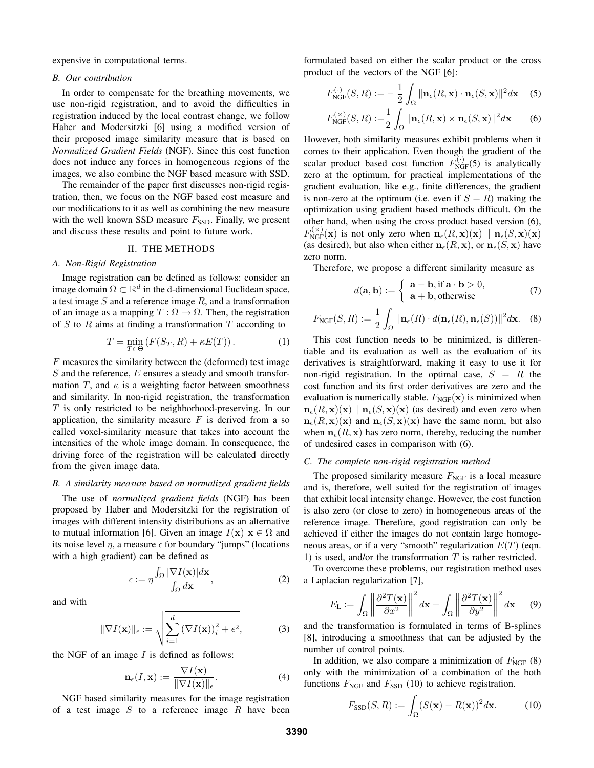expensive in computational terms.

### B. Our contribution

In order to compensate for the breathing movements, we use non-rigid registration, and to avoid the difficulties in registration induced by the local contrast change, we follow Haber and Modersitzki [6] using a modified version of their proposed image similarity measure that is based on *Normalized Gradient Fields* (NGF). Since this cost function does not induce any forces in homogeneous regions of the images, we also combine the NGF based measure with SSD.

The remainder of the paper first discusses non-rigid registration, then, we focus on the NGF based cost measure and our modifications to it as well as combining the new measure with the well known SSD measure $F_{\text{SSD}}$. Finally, we present and discuss these results and point to future work.

## II. THE METHODS

### A. Non-Rigid Registration

Image registration can be defined as follows: consider an image domain $\Omega \subset \mathbb{R}^d$ in the d-dimensional Euclidean space, a test image $S$ and a reference image $R$, and a transformation of an image as a mapping $T : \Omega \rightarrow \Omega$. Then, the registration of $S$ to $R$ aims at finding a transformation $T$ according to

$$T = \min_{T \in \Theta} \left( F(S_T, R) + \kappa E(T) \right). \tag{1}$$

$F$ measures the similarity between the (deformed) test image $S$ and the reference, $E$ ensures a steady and smooth transformation $T$, and $\kappa$ is a weighting factor between smoothness and similarity. In non-rigid registration, the transformation $T$ is only restricted to be neighborhood-preserving. In our application, the similarity measure $F$ is derived from a so called voxel-similarity measure that takes into account the intensities of the whole image domain. In consequence, the driving force of the registration will be calculated directly from the given image data.

### B. A similarity measure based on normalized gradient fields

The use of *normalized gradient fields* (NGF) has been proposed by Haber and Modersitzki for the registration of images with different intensity distributions as an alternative to mutual information [6]. Given an image $I(\mathbf{x})$ $\mathbf{x} \in \Omega$ and its noise level $\eta$, a measure $\epsilon$ for boundary "jumps" (locations with a high gradient) can be defined as

$$\epsilon := \eta \frac{\int_\Omega |\nabla I(\mathbf{x})| d\mathbf{x}}{\int_\Omega d\mathbf{x}}, \tag{2}$$

and with

$$\|\nabla I(\mathbf{x})\|_\epsilon := \sqrt{\sum_{i=1}^{d} \left(\nabla I(\mathbf{x})\right)_i^2 + \epsilon^2}, \tag{3}$$

the NGF of an image $I$ is defined as follows:

$$\mathbf{n}_\epsilon(I, \mathbf{x}) := \frac{\nabla I(\mathbf{x})}{\|\nabla I(\mathbf{x})\|_\epsilon}. \tag{4}$$

NGF based similarity measures for the image registration of a test image $S$ to a reference image $R$ have been formulated based on either the scalar product or the cross product of the vectors of the NGF [6]:

$$F_{\text{NGF}}^{(\cdot)}(S, R) := -\frac{1}{2} \int_\Omega \|\mathbf{n}_\epsilon(R, \mathbf{x}) \cdot \mathbf{n}_\epsilon(S, \mathbf{x})\|^2 d\mathbf{x} \tag{5}$$

$$F_{\text{NGF}}^{(\times)}(S, R) := \frac{1}{2} \int_\Omega \|\mathbf{n}_\epsilon(R, \mathbf{x}) \times \mathbf{n}_\epsilon(S, \mathbf{x})\|^2 d\mathbf{x} \tag{6}$$

However, both similarity measures exhibit problems when it comes to their application. Even though the gradient of the scalar product based cost function $F_{\text{NGF}}^{(\cdot)}$(5) is analytically zero at the optimum, for practical implementations of the gradient evaluation, like e.g., finite differences, the gradient is non-zero at the optimum (i.e. even if $S = R$) making the optimization using gradient based methods difficult. On the other hand, when using the cross product based version (6), $F_{\text{NGF}}^{(\times)}(\mathbf{x})$ is not only zero when $\mathbf{n}_\epsilon(R, \mathbf{x})(\mathbf{x}) \parallel \mathbf{n}_\epsilon(S, \mathbf{x})(\mathbf{x})$ (as desired), but also when either $\mathbf{n}_\epsilon(R, \mathbf{x})$, or $\mathbf{n}_\epsilon(S, \mathbf{x})$ have zero norm.

Therefore, we propose a different similarity measure as

$$d(\mathbf{a}, \mathbf{b}) := \begin{cases} \mathbf{a} - \mathbf{b}, \text{if } \mathbf{a} \cdot \mathbf{b} > 0, \\ \mathbf{a} + \mathbf{b}, \text{otherwise} \end{cases} \tag{7}$$

$$F_{\text{NGF}}(S, R) := \frac{1}{2} \int_\Omega \|\mathbf{n}_\epsilon(R) \cdot d(\mathbf{n}_\epsilon(R), \mathbf{n}_\epsilon(S))\|^2 d\mathbf{x}. \tag{8}$$

This cost function needs to be minimized, is differentiable and its evaluation as well as the evaluation of its derivatives is straightforward, making it easy to use it for non-rigid registration. In the optimal case, $S = R$ the cost function and its first order derivatives are zero and the evaluation is numerically stable. $F_{\text{NGF}}(\mathbf{x})$ is minimized when $\mathbf{n}_\epsilon(R, \mathbf{x})(\mathbf{x}) \parallel \mathbf{n}_\epsilon(S, \mathbf{x})(\mathbf{x})$ (as desired) and even zero when $\mathbf{n}_\epsilon(R, \mathbf{x})(\mathbf{x})$ and $\mathbf{n}_\epsilon(S, \mathbf{x})(\mathbf{x})$ have the same norm, but also when $\mathbf{n}_\epsilon(R, \mathbf{x})$ has zero norm, thereby, reducing the number of undesired cases in comparison with (6).

### C. The complete non-rigid registration method

The proposed similarity measure $F_{\text{NGF}}$ is a local measure and is, therefore, well suited for the registration of images that exhibit local intensity change. However, the cost function is also zero (or close to zero) in homogeneous areas of the reference image. Therefore, good registration can only be achieved if either the images do not contain large homogeneous areas, or if a very "smooth" regularization $E(T)$ (eqn. 1) is used, and/or the transformation $T$ is rather restricted.

To overcome these problems, our registration method uses a Laplacian regularization [7],

$$E_{\text{L}} := \int_\Omega \left\| \frac{\partial^2 T(\mathbf{x})}{\partial x^2} \right\|^2 d\mathbf{x} + \int_\Omega \left\| \frac{\partial^2 T(\mathbf{x})}{\partial y^2} \right\|^2 d\mathbf{x} \tag{9}$$

and the transformation is formulated in terms of B-splines [8], introducing a smoothness that can be adjusted by the number of control points.

In addition, we also compare a minimization of $F_{\text{NGF}}$ (8) only with the minimization of a combination of the both functions $F_{\text{NGF}}$ and $F_{\text{SSD}}$ (10) to achieve registration.

$$F_{\text{SSD}}(S, R) := \int_\Omega (S(\mathbf{x}) - R(\mathbf{x}))^2 d\mathbf{x}. \tag{10}$$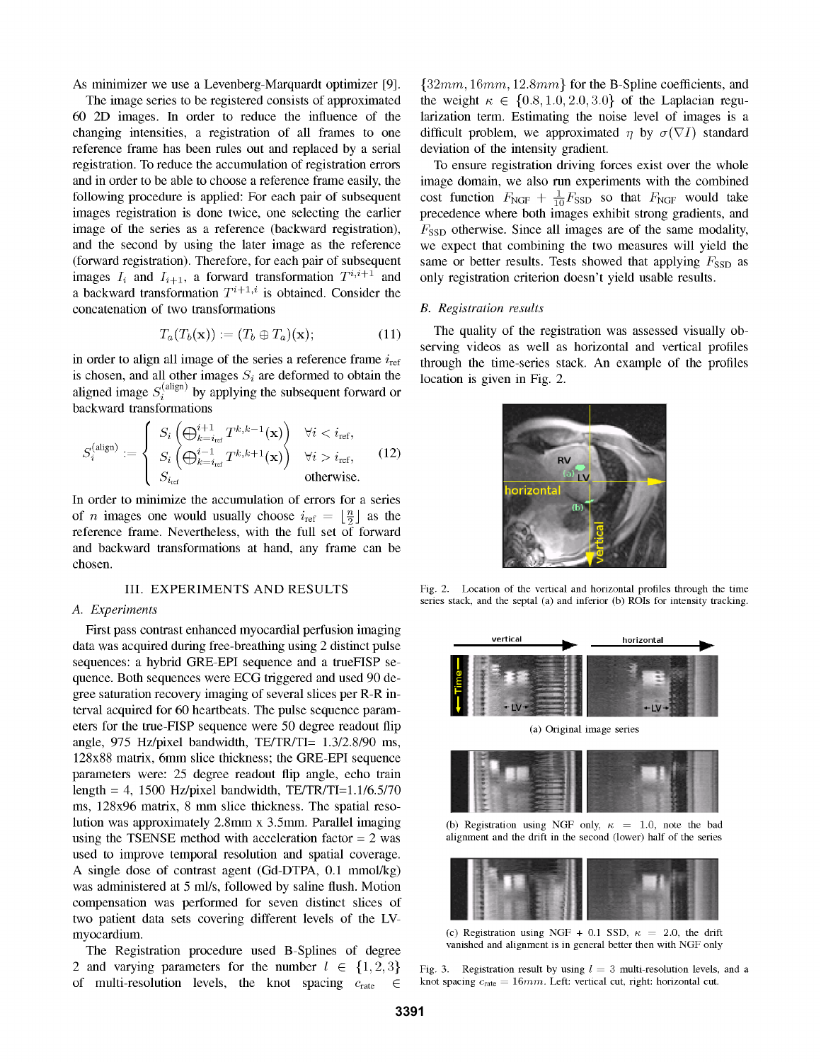As minimizer we use a Levenberg-Marquardt optimizer [9].

The image series to be registered consists of approximated 60 2D images. In order to reduce the influence of the changing intensities, a registration of all frames to one reference frame has been rules out and replaced by a serial registration. To reduce the accumulation of registration errors and in order to be able to choose a reference frame easily, the following procedure is applied: For each pair of subsequent images registration is done twice, one selecting the earlier image of the series as a reference (backward registration), and the second by using the later image as the reference (forward registration). Therefore, for each pair of subsequent images $I_i$ and $I_{i+1}$, a forward transformation $T^{i,i+1}$ and a backward transformation $T^{i+1,i}$ is obtained. Consider the concatenation of two transformations

$$T_a(T_b(\mathbf{x})) := (T_b \oplus T_a)(\mathbf{x}); \tag{11}$$

in order to align all image of the series a reference frame $i_{\text{ref}}$ is chosen, and all other images $S_i$ are deformed to obtain the aligned image $S_i^{(\text{align})}$ by applying the subsequent forward or backward transformations

$$S_i^{(\text{align})} := \begin{cases} S_i\left(\bigoplus_{k=i_{\text{ref}}}^{i+1} T^{k,k-1}(\mathbf{x})\right) & \forall i < i_{\text{ref}}, \\ S_i\left(\bigoplus_{k=i_{\text{ref}}}^{i-1} T^{k,k+1}(\mathbf{x})\right) & \forall i > i_{\text{ref}}, \\ S_{i_{\text{ref}}} & \text{otherwise.} \end{cases} \tag{12}$$

In order to minimize the accumulation of errors for a series of $n$ images one would usually choose $i_{\text{ref}} = \lfloor \frac{n}{2} \rfloor$ as the reference frame. Nevertheless, with the full set of forward and backward transformations at hand, any frame can be chosen.

## III. EXPERIMENTS AND RESULTS

### A. Experiments

First pass contrast enhanced myocardial perfusion imaging data was acquired during free-breathing using 2 distinct pulse sequences: a hybrid GRE-EPI sequence and a trueFISP sequence. Both sequences were ECG triggered and used 90 degree saturation recovery imaging of several slices per R-R interval acquired for 60 heartbeats. The pulse sequence parameters for the true-FISP sequence were 50 degree readout flip angle, 975 Hz/pixel bandwidth, TE/TR/TI= 1.3/2.8/90 ms, 128x88 matrix, 6mm slice thickness; the GRE-EPI sequence parameters were: 25 degree readout flip angle, echo train length = 4, 1500 Hz/pixel bandwidth, TE/TR/TI=1.1/6.5/70 ms, 128x96 matrix, 8 mm slice thickness. The spatial resolution was approximately 2.8mm x 3.5mm. Parallel imaging using the TSENSE method with acceleration factor = 2 was used to improve temporal resolution and spatial coverage. A single dose of contrast agent (Gd-DTPA, 0.1 mmol/kg) was administered at 5 ml/s, followed by saline flush. Motion compensation was performed for seven distinct slices of two patient data sets covering different levels of the LV-myocardium.

The Registration procedure used B-Splines of degree 2 and varying parameters for the number $l \in \{1, 2, 3\}$ of multi-resolution levels, the knot spacing $c_{\text{rate}} \in \{32mm, 16mm, 12.8mm\}$ for the B-Spline coefficients, and the weight $\kappa \in \{0.8, 1.0, 2.0, 3.0\}$ of the Laplacian regularization term. Estimating the noise level of images is a difficult problem, we approximated $\eta$ by $\sigma(\nabla I)$ standard deviation of the intensity gradient.

To ensure registration driving forces exist over the whole image domain, we also run experiments with the combined cost function $F_{\text{NGF}} + \frac{1}{10}F_{\text{SSD}}$ so that $F_{\text{NGF}}$ would take precedence where both images exhibit strong gradients, and $F_{\text{SSD}}$ otherwise. Since all images are of the same modality, we expect that combining the two measures will yield the same or better results. Tests showed that applying $F_{\text{SSD}}$ as only registration criterion doesn't yield usable results.

### B. Registration results

The quality of the registration was assessed visually observing videos as well as horizontal and vertical profiles through the time-series stack. An example of the profiles location is given in Fig. 2.

Fig. 2. Location of the vertical and horizontal profiles through the time series stack, and the septal (a) and inferior (b) ROIs for intensity tracking.

(a) Original image series

(b) Registration using NGF only, $\kappa = 1.0$, note the bad alignment and the drift in the second (lower) half of the series

(c) Registration using NGF + 0.1 SSD, $\kappa = 2.0$, the drift vanished and alignment is in general better then with NGF only

Fig. 3. Registration result by using $l = 3$ multi-resolution levels, and a knot spacing $c_{\text{rate}} = 16mm$. Left: vertical cut, right: horizontal cut.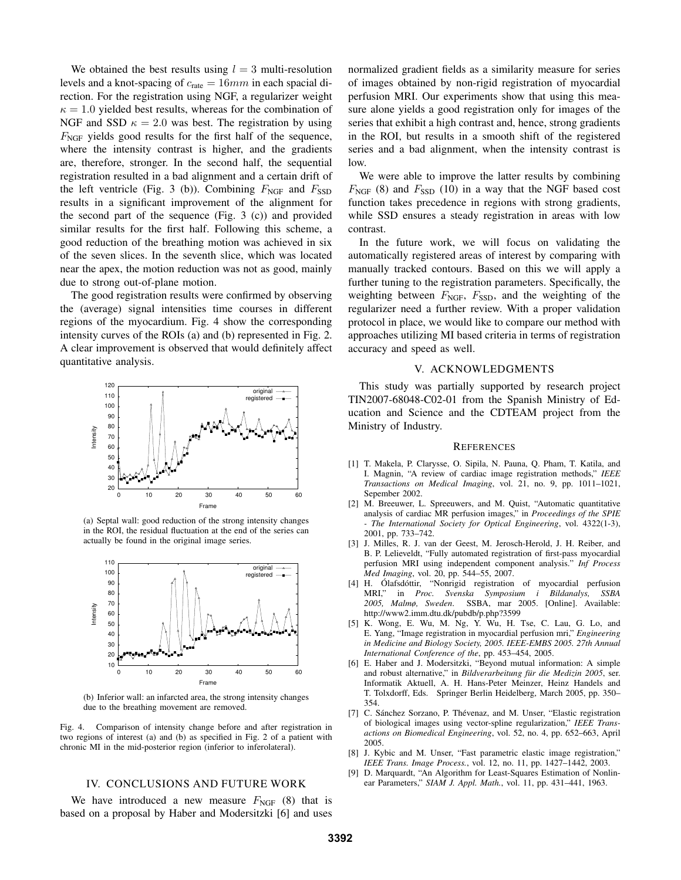We obtained the best results using $l = 3$ multi-resolution levels and a knot-spacing of $c_{\text{rate}} = 16mm$ in each spacial direction. For the registration using NGF, a regularizer weight $\kappa = 1.0$ yielded best results, whereas for the combination of NGF and SSD $\kappa = 2.0$ was best. The registration by using $F_{\text{NGF}}$ yields good results for the first half of the sequence, where the intensity contrast is higher, and the gradients are, therefore, stronger. In the second half, the sequential registration resulted in a bad alignment and a certain drift of the left ventricle (Fig. 3 (b)). Combining $F_{\text{NGF}}$ and $F_{\text{SSD}}$ results in a significant improvement of the alignment for the second part of the sequence (Fig. 3 (c)) and provided similar results for the first half. Following this scheme, a good reduction of the breathing motion was achieved in six of the seven slices. In the seventh slice, which was located near the apex, the motion reduction was not as good, mainly due to strong out-of-plane motion.

The good registration results were confirmed by observing the (average) signal intensities time courses in different regions of the myocardium. Fig. 4 show the corresponding intensity curves of the ROIs (a) and (b) represented in Fig. 2. A clear improvement is observed that would definitely affect quantitative analysis.

original
registered
Intensity
Frame
0 10 20 30 40 50 60
20 30 40 50 60 70 80 90 100 110 120

(a) Septal wall: good reduction of the strong intensity changes in the ROI, the residual fluctuation at the end of the series can actually be found in the original image series.

original
registered
Intensity
Frame
0 10 20 30 40 50 60
10 20 30 40 50 60 70 80 90 100 110

(b) Inferior wall: an infarcted area, the strong intensity changes due to the breathing movement are removed.

Fig. 4. Comparison of intensity change before and after registration in two regions of interest (a) and (b) as specified in Fig. 2 of a patient with chronic MI in the mid-posterior region (inferior to inferolateral).

## IV. CONCLUSIONS AND FUTURE WORK

We have introduced a new measure $F_{\text{NGF}}$ (8) that is based on a proposal by Haber and Modersitzki [6] and uses normalized gradient fields as a similarity measure for series of images obtained by non-rigid registration of myocardial perfusion MRI. Our experiments show that using this measure alone yields a good registration only for images of the series that exhibit a high contrast and, hence, strong gradients in the ROI, but results in a smooth shift of the registered series and a bad alignment, when the intensity contrast is low.

We were able to improve the latter results by combining $F_{\text{NGF}}$ (8) and $F_{\text{SSD}}$ (10) in a way that the NGF based cost function takes precedence in regions with strong gradients, while SSD ensures a steady registration in areas with low contrast.

In the future work, we will focus on validating the automatically registered areas of interest by comparing with manually tracked contours. Based on this we will apply a further tuning to the registration parameters. Specifically, the weighting between $F_{\text{NGF}}$, $F_{\text{SSD}}$, and the weighting of the regularizer need a further review. With a proper validation protocol in place, we would like to compare our method with approaches utilizing MI based criteria in terms of registration accuracy and speed as well.

## V. ACKNOWLEDGMENTS

This study was partially supported by research project TIN2007-68048-C02-01 from the Spanish Ministry of Education and Science and the CDTEAM project from the Ministry of Industry.

## REFERENCES

[1] T. Makela, P. Clarysse, O. Sipila, N. Pauna, Q. Pham, T. Katila, and I. Magnin, "A review of cardiac image registration methods," *IEEE Transactions on Medical Imaging*, vol. 21, no. 9, pp. 1011–1021, Sepember 2002.

[2] M. Breeuwer, L. Spreeuwers, and M. Quist, "Automatic quantitative analysis of cardiac MR perfusion images," in *Proceedings of the SPIE - The International Society for Optical Engineering*, vol. 4322(1-3), 2001, pp. 733–742.

[3] J. Milles, R. J. van der Geest, M. Jerosch-Herold, J. H. Reiber, and B. P. Lelieveldt, "Fully automated registration of first-pass myocardial perfusion MRI using independent component analysis." *Inf Process Med Imaging*, vol. 20, pp. 544–55, 2007.

[4] H. Ólafsdóttir, "Nonrigid registration of myocardial perfusion MRI," in *Proc. Svenska Symposium i Bildanalys, SSBA 2005, Malmø, Sweden*. SSBA, mar 2005. [Online]. Available: http://www2.imm.dtu.dk/pubdb/p.php?3599

[5] K. Wong, E. Wu, M. Ng, Y. Wu, H. Tse, C. Lau, G. Lo, and E. Yang, "Image registration in myocardial perfusion mri," *Engineering in Medicine and Biology Society, 2005. IEEE-EMBS 2005. 27th Annual International Conference of the*, pp. 453–454, 2005.

[6] E. Haber and J. Modersitzki, "Beyond mutual information: A simple and robust alternative," in *Bildverarbeitung für die Medizin 2005*, ser. Informatik Aktuell, A. H. Hans-Peter Meinzer, Heinz Handels and T. Tolxdorff, Eds. Springer Berlin Heidelberg, March 2005, pp. 350–354.

[7] C. Sánchez Sorzano, P. Thévenaz, and M. Unser, "Elastic registration of biological images using vector-spline regularization," *IEEE Transactions on Biomedical Engineering*, vol. 52, no. 4, pp. 652–663, April 2005.

[8] J. Kybic and M. Unser, "Fast parametric elastic image registration," *IEEE Trans. Image Process.*, vol. 12, no. 11, pp. 1427–1442, 2003.

[9] D. Marquardt, "An Algorithm for Least-Squares Estimation of Nonlinear Parameters," *SIAM J. Appl. Math.*, vol. 11, pp. 431–441, 1963.